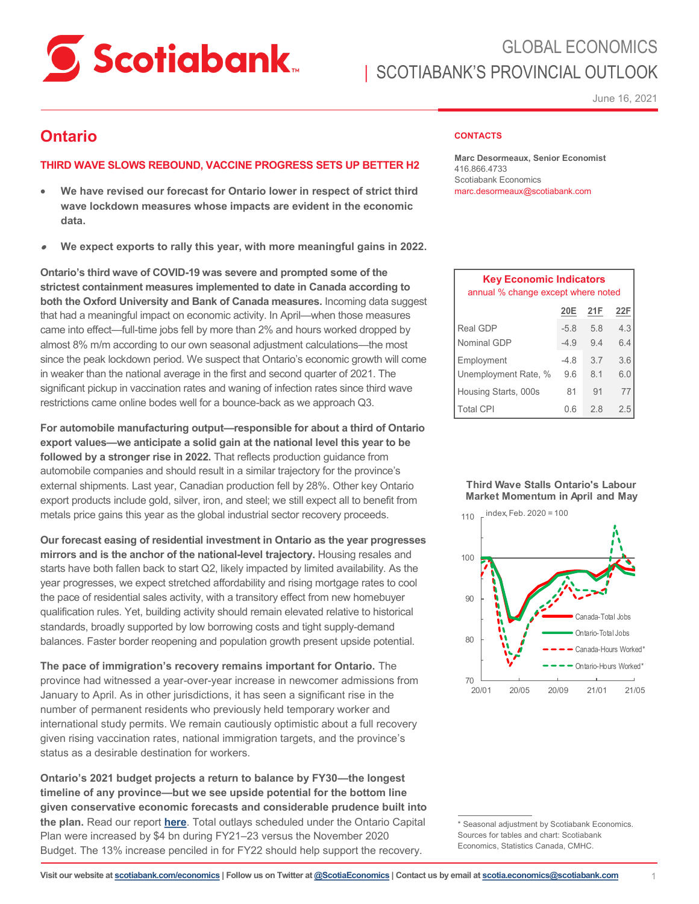# GLOBAL ECONOMICS
## SCOTIABANK'S PROVINCIAL OUTLOOK

June 16, 2021

# Ontario

**THIRD WAVE SLOWS REBOUND, VACCINE PROGRESS SETS UP BETTER H2**

- **We have revised our forecast for Ontario lower in respect of strict third wave lockdown measures whose impacts are evident in the economic data.**
- **We expect exports to rally this year, with more meaningful gains in 2022.**

**Ontario's third wave of COVID-19 was severe and prompted some of the strictest containment measures implemented to date in Canada according to both the Oxford University and Bank of Canada measures.** Incoming data suggest that had a meaningful impact on economic activity. In April—when those measures came into effect—full-time jobs fell by more than 2% and hours worked dropped by almost 8% m/m according to our own seasonal adjustment calculations—the most since the peak lockdown period. We suspect that Ontario's economic growth will come in weaker than the national average in the first and second quarter of 2021. The significant pickup in vaccination rates and waning of infection rates since third wave restrictions came online bodes well for a bounce-back as we approach Q3.

**For automobile manufacturing output—responsible for about a third of Ontario export values—we anticipate a solid gain at the national level this year to be followed by a stronger rise in 2022.** That reflects production guidance from automobile companies and should result in a similar trajectory for the province's external shipments. Last year, Canadian production fell by 28%. Other key Ontario export products include gold, silver, iron, and steel; we still expect all to benefit from metals price gains this year as the global industrial sector recovery proceeds.

**Our forecast easing of residential investment in Ontario as the year progresses mirrors and is the anchor of the national-level trajectory.** Housing resales and starts have both fallen back to start Q2, likely impacted by limited availability. As the year progresses, we expect stretched affordability and rising mortgage rates to cool the pace of residential sales activity, with a transitory effect from new homebuyer qualification rules. Yet, building activity should remain elevated relative to historical standards, broadly supported by low borrowing costs and tight supply-demand balances. Faster border reopening and population growth present upside potential.

**The pace of immigration's recovery remains important for Ontario.** The province had witnessed a year-over-year increase in newcomer admissions from January to April. As in other jurisdictions, it has seen a significant rise in the number of permanent residents who previously held temporary worker and international study permits. We remain cautiously optimistic about a full recovery given rising vaccination rates, national immigration targets, and the province's status as a desirable destination for workers.

**Ontario's 2021 budget projects a return to balance by FY30—the longest timeline of any province—but we see upside potential for the bottom line given conservative economic forecasts and considerable prudence built into the plan.** Read our report [here](). Total outlays scheduled under the Ontario Capital Plan were increased by $4 bn during FY21–23 versus the November 2020 Budget. The 13% increase penciled in for FY22 should help support the recovery.

**CONTACTS**

**Marc Desormeaux, Senior Economist**
416.866.4733
Scotiabank Economics
marc.desormeaux@scotiabank.com

**Key Economic Indicators**
annual % change except where noted

| | 20E | 21F | 22F |
|---|---|---|---|
| Real GDP | -5.8 | 5.8 | 4.3 |
| Nominal GDP | -4.9 | 9.4 | 6.4 |
| Employment | -4.8 | 3.7 | 3.6 |
| Unemployment Rate, % | 9.6 | 8.1 | 6.0 |
| Housing Starts, 000s | 81 | 91 | 77 |
| Total CPI | 0.6 | 2.8 | 2.5 |

**Third Wave Stalls Ontario's Labour Market Momentum in April and May**

\* Seasonal adjustment by Scotiabank Economics.
Sources for tables and chart: Scotiabank Economics, Statistics Canada, CMHC.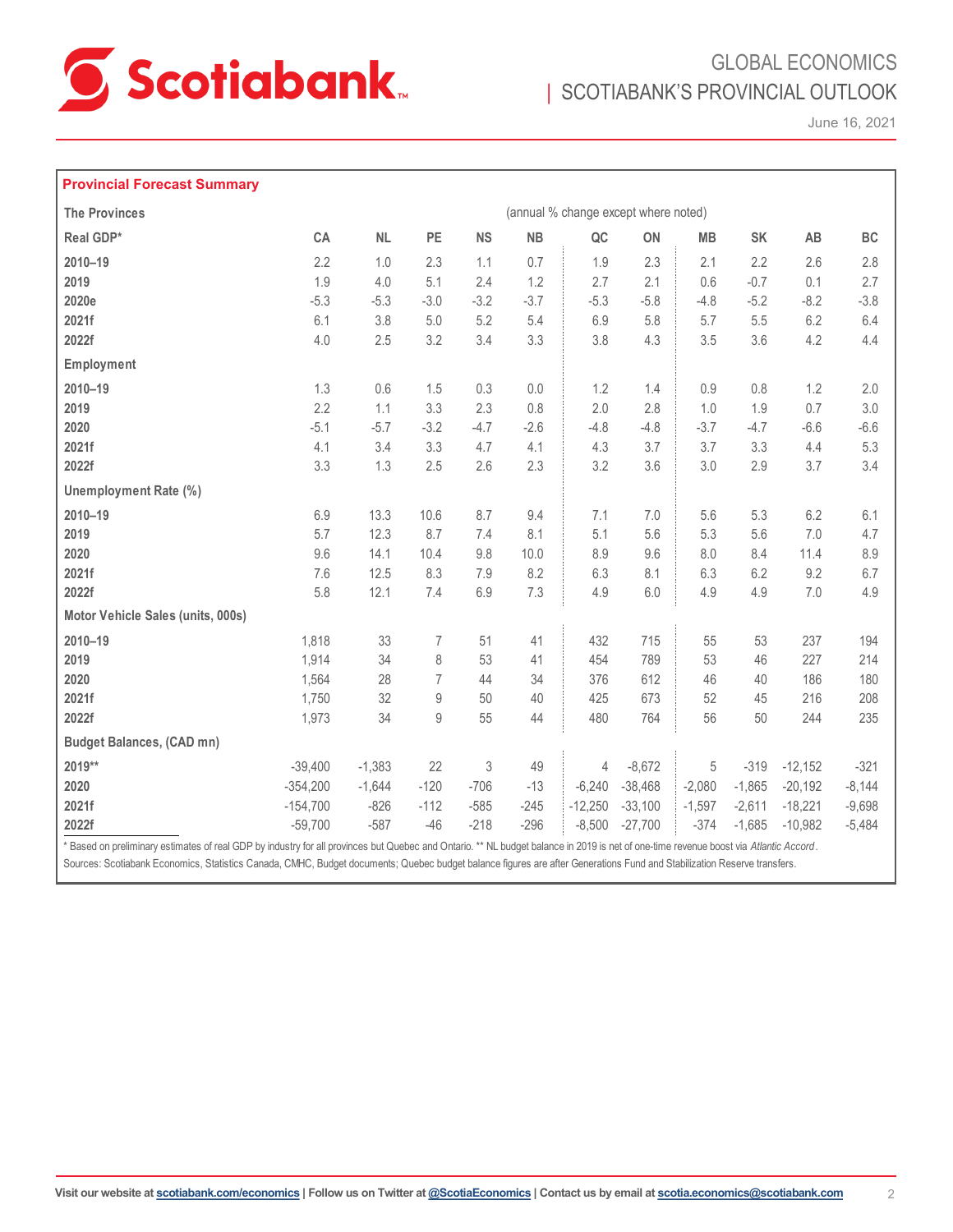## Provincial Forecast Summary

| The Provinces | | | | | | (annual % change except where noted) | | | | | |
|---|---|---|---|---|---|---|---|---|---|---|---|
| **Real GDP*** | **CA** | **NL** | **PE** | **NS** | **NB** | **QC** | **ON** | **MB** | **SK** | **AB** | **BC** |
| 2010–19 | 2.2 | 1.0 | 2.3 | 1.1 | 0.7 | 1.9 | 2.3 | 2.1 | 2.2 | 2.6 | 2.8 |
| 2019 | 1.9 | 4.0 | 5.1 | 2.4 | 1.2 | 2.7 | 2.1 | 0.6 | -0.7 | 0.1 | 2.7 |
| 2020e | -5.3 | -5.3 | -3.0 | -3.2 | -3.7 | -5.3 | -5.8 | -4.8 | -5.2 | -8.2 | -3.8 |
| 2021f | 6.1 | 3.8 | 5.0 | 5.2 | 5.4 | 6.9 | 5.8 | 5.7 | 5.5 | 6.2 | 6.4 |
| 2022f | 4.0 | 2.5 | 3.2 | 3.4 | 3.3 | 3.8 | 4.3 | 3.5 | 3.6 | 4.2 | 4.4 |
| **Employment** | | | | | | | | | | | |
| 2010–19 | 1.3 | 0.6 | 1.5 | 0.3 | 0.0 | 1.2 | 1.4 | 0.9 | 0.8 | 1.2 | 2.0 |
| 2019 | 2.2 | 1.1 | 3.3 | 2.3 | 0.8 | 2.0 | 2.8 | 1.0 | 1.9 | 0.7 | 3.0 |
| 2020 | -5.1 | -5.7 | -3.2 | -4.7 | -2.6 | -4.8 | -4.8 | -3.7 | -4.7 | -6.6 | -6.6 |
| 2021f | 4.1 | 3.4 | 3.3 | 4.7 | 4.1 | 4.3 | 3.7 | 3.7 | 3.3 | 4.4 | 5.3 |
| 2022f | 3.3 | 1.3 | 2.5 | 2.6 | 2.3 | 3.2 | 3.6 | 3.0 | 2.9 | 3.7 | 3.4 |
| **Unemployment Rate (%)** | | | | | | | | | | | |
| 2010–19 | 6.9 | 13.3 | 10.6 | 8.7 | 9.4 | 7.1 | 7.0 | 5.6 | 5.3 | 6.2 | 6.1 |
| 2019 | 5.7 | 12.3 | 8.7 | 7.4 | 8.1 | 5.1 | 5.6 | 5.3 | 5.6 | 7.0 | 4.7 |
| 2020 | 9.6 | 14.1 | 10.4 | 9.8 | 10.0 | 8.9 | 9.6 | 8.0 | 8.4 | 11.4 | 8.9 |
| 2021f | 7.6 | 12.5 | 8.3 | 7.9 | 8.2 | 6.3 | 8.1 | 6.3 | 6.2 | 9.2 | 6.7 |
| 2022f | 5.8 | 12.1 | 7.4 | 6.9 | 7.3 | 4.9 | 6.0 | 4.9 | 4.9 | 7.0 | 4.9 |
| **Motor Vehicle Sales (units, 000s)** | | | | | | | | | | | |
| 2010–19 | 1,818 | 33 | 7 | 51 | 41 | 432 | 715 | 55 | 53 | 237 | 194 |
| 2019 | 1,914 | 34 | 8 | 53 | 41 | 454 | 789 | 53 | 46 | 227 | 214 |
| 2020 | 1,564 | 28 | 7 | 44 | 34 | 376 | 612 | 46 | 40 | 186 | 180 |
| 2021f | 1,750 | 32 | 9 | 50 | 40 | 425 | 673 | 52 | 45 | 216 | 208 |
| 2022f | 1,973 | 34 | 9 | 55 | 44 | 480 | 764 | 56 | 50 | 244 | 235 |
| **Budget Balances, (CAD mn)** | | | | | | | | | | | |
| 2019** | -39,400 | -1,383 | 22 | 3 | 49 | 4 | -8,672 | 5 | -319 | -12,152 | -321 |
| 2020 | -354,200 | -1,644 | -120 | -706 | -13 | -6,240 | -38,468 | -2,080 | -1,865 | -20,192 | -8,144 |
| 2021f | -154,700 | -826 | -112 | -585 | -245 | -12,250 | -33,100 | -1,597 | -2,611 | -18,221 | -9,698 |
| 2022f | -59,700 | -587 | -46 | -218 | -296 | -8,500 | -27,700 | -374 | -1,685 | -10,982 | -5,484 |

* Based on preliminary estimates of real GDP by industry for all provinces but Quebec and Ontario. ** NL budget balance in 2019 is net of one-time revenue boost via *Atlantic Accord*.

Sources: Scotiabank Economics, Statistics Canada, CMHC, Budget documents; Quebec budget balance figures are after Generations Fund and Stabilization Reserve transfers.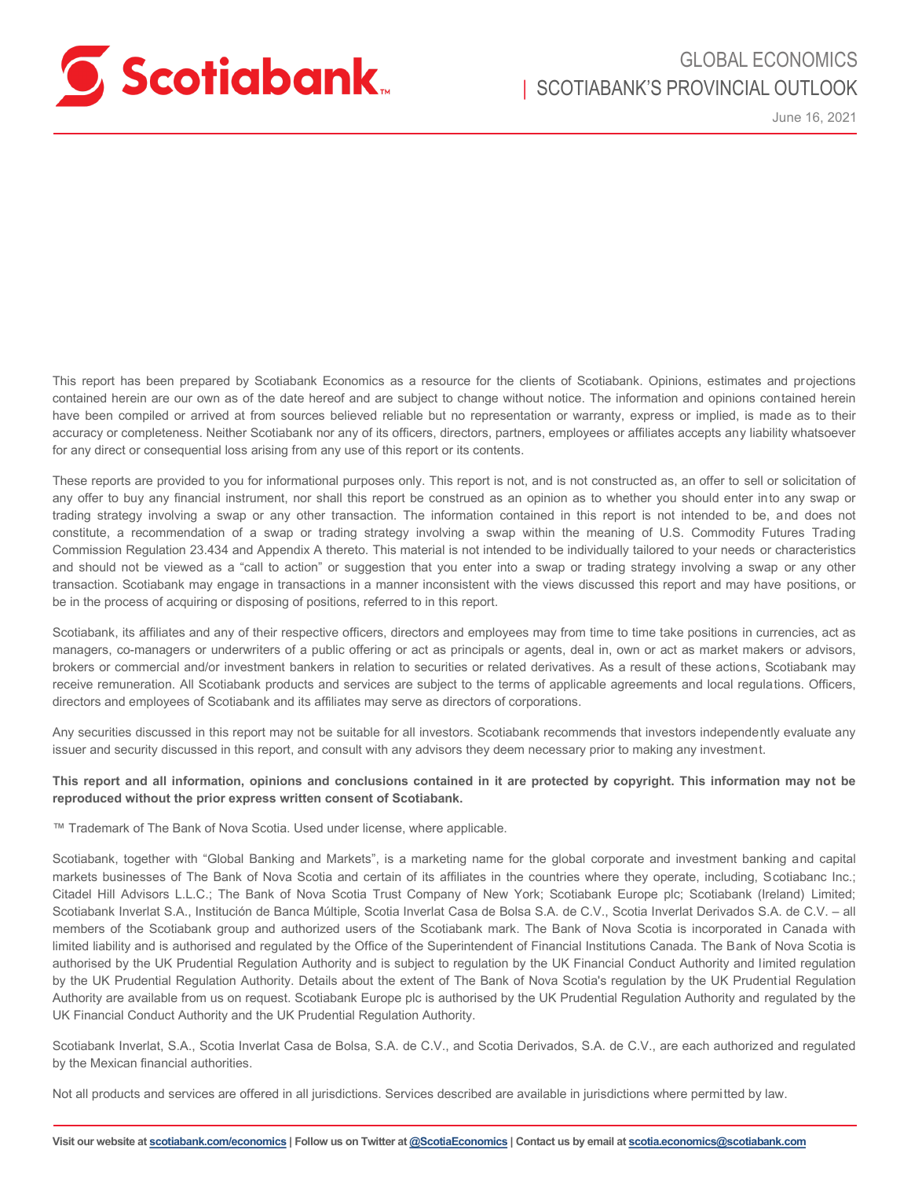This report has been prepared by Scotiabank Economics as a resource for the clients of Scotiabank. Opinions, estimates and projections contained herein are our own as of the date hereof and are subject to change without notice. The information and opinions contained herein have been compiled or arrived at from sources believed reliable but no representation or warranty, express or implied, is made as to their accuracy or completeness. Neither Scotiabank nor any of its officers, directors, partners, employees or affiliates accepts any liability whatsoever for any direct or consequential loss arising from any use of this report or its contents.

These reports are provided to you for informational purposes only. This report is not, and is not constructed as, an offer to sell or solicitation of any offer to buy any financial instrument, nor shall this report be construed as an opinion as to whether you should enter into any swap or trading strategy involving a swap or any other transaction. The information contained in this report is not intended to be, and does not constitute, a recommendation of a swap or trading strategy involving a swap within the meaning of U.S. Commodity Futures Trading Commission Regulation 23.434 and Appendix A thereto. This material is not intended to be individually tailored to your needs or characteristics and should not be viewed as a "call to action" or suggestion that you enter into a swap or trading strategy involving a swap or any other transaction. Scotiabank may engage in transactions in a manner inconsistent with the views discussed this report and may have positions, or be in the process of acquiring or disposing of positions, referred to in this report.

Scotiabank, its affiliates and any of their respective officers, directors and employees may from time to time take positions in currencies, act as managers, co-managers or underwriters of a public offering or act as principals or agents, deal in, own or act as market makers or advisors, brokers or commercial and/or investment bankers in relation to securities or related derivatives. As a result of these actions, Scotiabank may receive remuneration. All Scotiabank products and services are subject to the terms of applicable agreements and local regulations. Officers, directors and employees of Scotiabank and its affiliates may serve as directors of corporations.

Any securities discussed in this report may not be suitable for all investors. Scotiabank recommends that investors independently evaluate any issuer and security discussed in this report, and consult with any advisors they deem necessary prior to making any investment.

**This report and all information, opinions and conclusions contained in it are protected by copyright. This information may not be reproduced without the prior express written consent of Scotiabank.**

™ Trademark of The Bank of Nova Scotia. Used under license, where applicable.

Scotiabank, together with "Global Banking and Markets", is a marketing name for the global corporate and investment banking and capital markets businesses of The Bank of Nova Scotia and certain of its affiliates in the countries where they operate, including, Scotiabanc Inc.; Citadel Hill Advisors L.L.C.; The Bank of Nova Scotia Trust Company of New York; Scotiabank Europe plc; Scotiabank (Ireland) Limited; Scotiabank Inverlat S.A., Institución de Banca Múltiple, Scotia Inverlat Casa de Bolsa S.A. de C.V., Scotia Inverlat Derivados S.A. de C.V. – all members of the Scotiabank group and authorized users of the Scotiabank mark. The Bank of Nova Scotia is incorporated in Canada with limited liability and is authorised and regulated by the Office of the Superintendent of Financial Institutions Canada. The Bank of Nova Scotia is authorised by the UK Prudential Regulation Authority and is subject to regulation by the UK Financial Conduct Authority and limited regulation by the UK Prudential Regulation Authority. Details about the extent of The Bank of Nova Scotia's regulation by the UK Prudential Regulation Authority are available from us on request. Scotiabank Europe plc is authorised by the UK Prudential Regulation Authority and regulated by the UK Financial Conduct Authority and the UK Prudential Regulation Authority.

Scotiabank Inverlat, S.A., Scotia Inverlat Casa de Bolsa, S.A. de C.V., and Scotia Derivados, S.A. de C.V., are each authorized and regulated by the Mexican financial authorities.

Not all products and services are offered in all jurisdictions. Services described are available in jurisdictions where permitted by law.